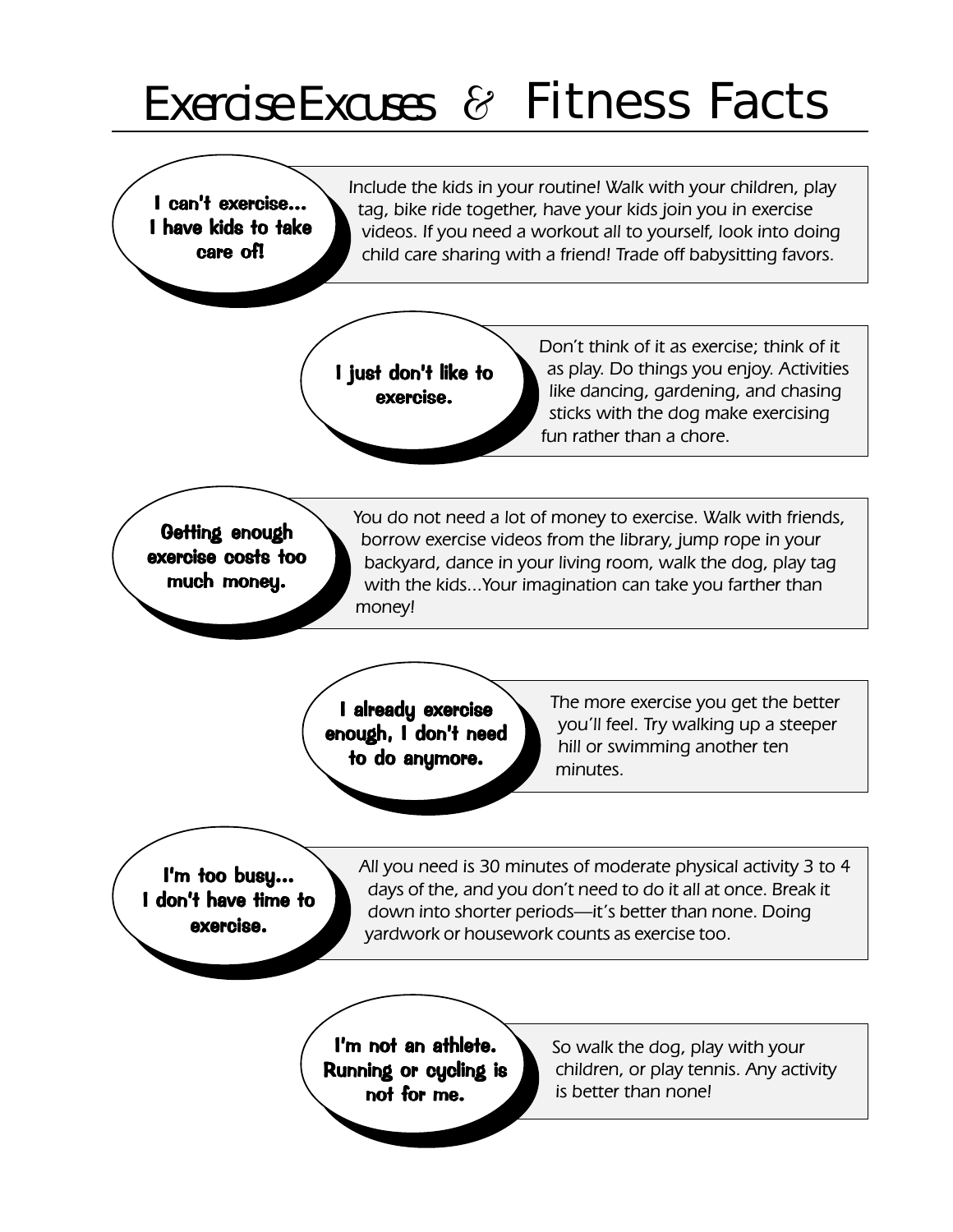# Exercise Excuses & Fitness Facts

**I can't exercise... I have kids to take care of!**

Include the kids in your routine! Walk with your children, play tag, bike ride together, have your kids join you in exercise videos. If you need a workout all to yourself, look into doing child care sharing with a friend! Trade off babysitting favors.

**I just don't like to exercise.**

Don't think of it as exercise; think of it as play. Do things you enjoy. Activities like dancing, gardening, and chasing sticks with the dog make exercising fun rather than a chore.

**Getting enough exercise costs too much money.**

You do not need a lot of money to exercise. Walk with friends, borrow exercise videos from the library, jump rope in your backyard, dance in your living room, walk the dog, play tag with the kids...Your imagination can take you farther than money!

**I already exercise enough, I don't need to do anymore.**

The more exercise you get the better you'll feel. Try walking up a steeper hill or swimming another ten minutes.

**I'm too busy... I don't have time to exercise.**

All you need is 30 minutes of moderate physical activity 3 to 4 days of the, and you don't need to do it all at once. Break it down into shorter periods—it's better than none. Doing yardwork or housework counts as exercise too.

**I'm not an athlete. Running or cycling is not for me.**

So walk the dog, play with your children, or play tennis. Any activity is better than none!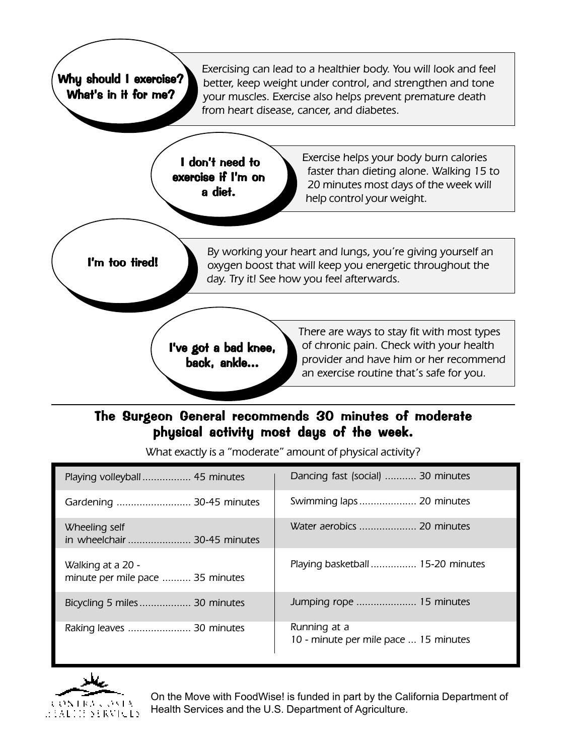**Why should I exercise? What's in it for me?**

Exercising can lead to a healthier body. You will look and feel better, keep weight under control, and strengthen and tone your muscles. Exercise also helps prevent premature death from heart disease, cancer, and diabetes.

**I don't need to exercise if I'm on a diet.**

Exercise helps your body burn calories faster than dieting alone. Walking 15 to 20 minutes most days of the week will help control your weight.

**I'm too tired!**

By working your heart and lungs, you're giving yourself an oxygen boost that will keep you energetic throughout the day. Try it! See how you feel afterwards.

**I've got a bad knee, back, ankle...**

There are ways to stay fit with most types of chronic pain. Check with your health provider and have him or her recommend an exercise routine that's safe for you.

## The Surgeon General recommends 30 minutes of moderate physical activity most days of the week.

What exactly is a "moderate" amount of physical activity?

| | |
|---|---|
| Playing volleyball ................. 45 minutes | Dancing fast (social) ........... 30 minutes |
| Gardening .......................... 30-45 minutes | Swimming laps .................... 20 minutes |
| Wheeling self in wheelchair ...................... 30-45 minutes | Water aerobics .................... 20 minutes |
| Walking at a 20 - minute per mile pace .......... 35 minutes | Playing basketball ................ 15-20 minutes |
| Bicycling 5 miles .................. 30 minutes | Jumping rope ..................... 15 minutes |
| Raking leaves ...................... 30 minutes | Running at a 10 - minute per mile pace ... 15 minutes |

Contra Costa Health Services

On the Move with FoodWise! is funded in part by the California Department of Health Services and the U.S. Department of Agriculture.